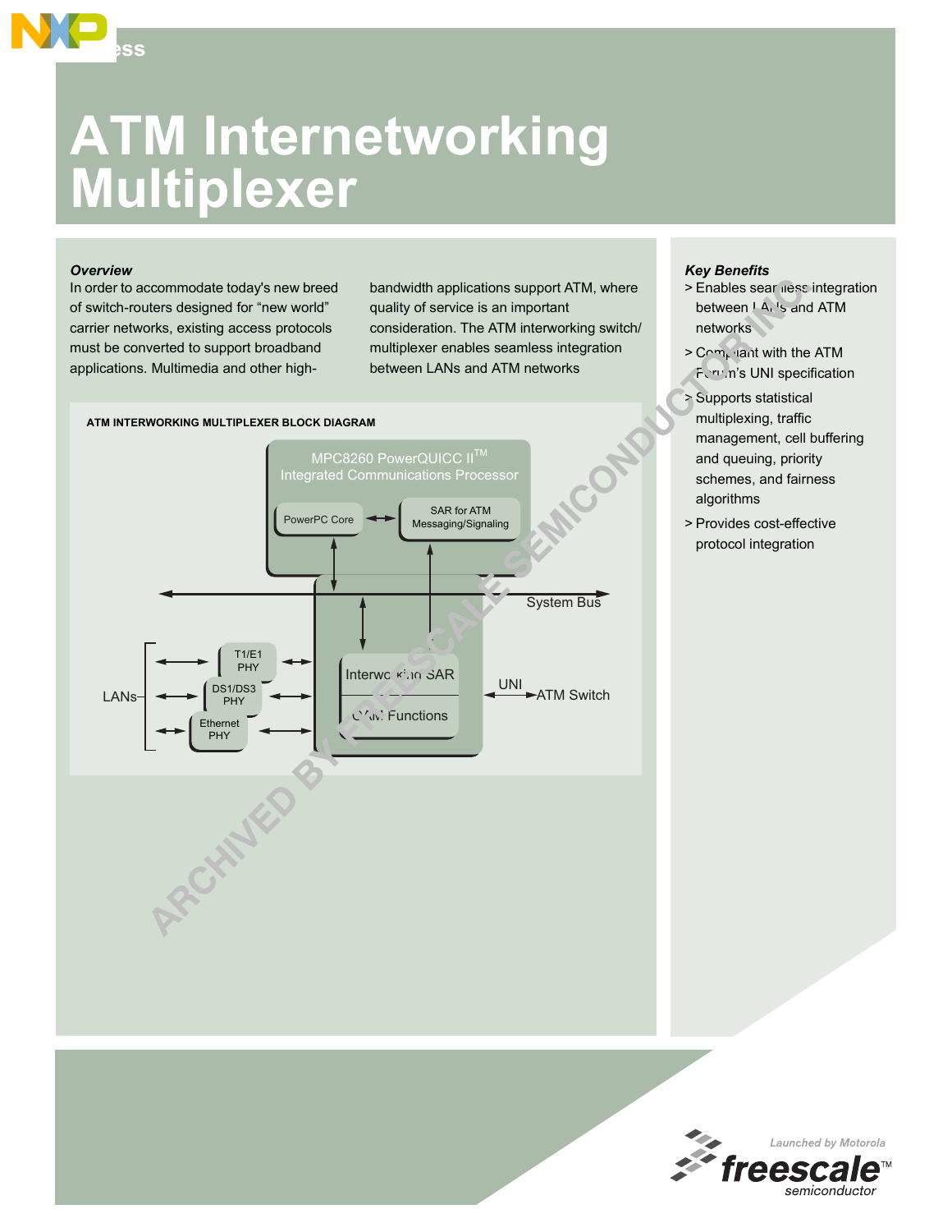# ATM Internetworking Multiplexer

### *Overview*

In order to accommodate today's new breed of switch-routers designed for "new world" carrier networks, existing access protocols must be converted to support broadband applications. Multimedia and other high-bandwidth applications support ATM, where quality of service is an important consideration. The ATM interworking switch/ multiplexer enables seamless integration between LANs and ATM networks

**ATM INTERWORKING MULTIPLEXER BLOCK DIAGRAM**

MPC8260 PowerQUICC II™ Integrated Communications Processor

PowerPC Core

SAR for ATM Messaging/Signaling

System Bus

LANs

T1/E1 PHY

DS1/DS3 PHY

Ethernet PHY

Interworking SAR

OAM Functions

UNI

ATM Switch

### *Key Benefits*

> Enables seamless integration between LANs and ATM networks

> Compliant with the ATM Forum's UNI specification

> Supports statistical multiplexing, traffic management, cell buffering and queuing, priority schemes, and fairness algorithms

> Provides cost-effective protocol integration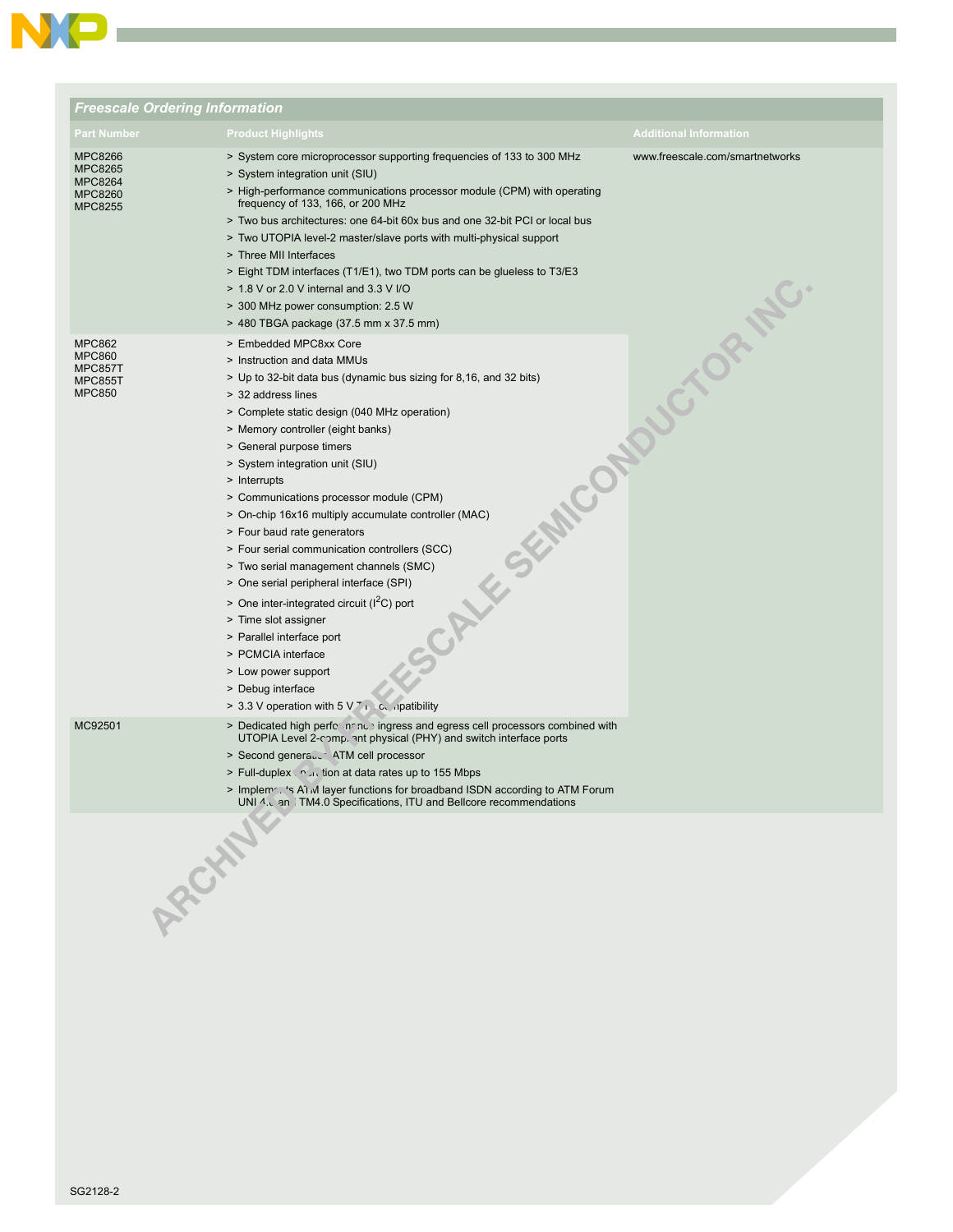## Freescale Ordering Information

| Part Number | Product Highlights | Additional Information |
|---|---|---|
| MPC8266<br>MPC8265<br>MPC8264<br>MPC8260<br>MPC8255 | > System core microprocessor supporting frequencies of 133 to 300 MHz<br>> System integration unit (SIU)<br>> High-performance communications processor module (CPM) with operating frequency of 133, 166, or 200 MHz<br>> Two bus architectures: one 64-bit 60x bus and one 32-bit PCI or local bus<br>> Two UTOPIA level-2 master/slave ports with multi-physical support<br>> Three MII Interfaces<br>> Eight TDM interfaces (T1/E1), two TDM ports can be glueless to T3/E3<br>> 1.8 V or 2.0 V internal and 3.3 V I/O<br>> 300 MHz power consumption: 2.5 W<br>> 480 TBGA package (37.5 mm x 37.5 mm) | www.freescale.com/smartnetworks |
| MPC862<br>MPC860<br>MPC857T<br>MPC855T<br>MPC850 | > Embedded MPC8xx Core<br>> Instruction and data MMUs<br>> Up to 32-bit data bus (dynamic bus sizing for 8,16, and 32 bits)<br>> 32 address lines<br>> Complete static design (040 MHz operation)<br>> Memory controller (eight banks)<br>> General purpose timers<br>> System integration unit (SIU)<br>> Interrupts<br>> Communications processor module (CPM)<br>> On-chip 16x16 multiply accumulate controller (MAC)<br>> Four baud rate generators<br>> Four serial communication controllers (SCC)<br>> Two serial management channels (SMC)<br>> One serial peripheral interface (SPI)<br>> One inter-integrated circuit ($I^2C$) port<br>> Time slot assigner<br>> Parallel interface port<br>> PCMCIA interface<br>> Low power support<br>> Debug interface<br>> 3.3 V operation with 5 V TTL compatibility | |
| MC92501 | > Dedicated high performance ingress and egress cell processors combined with UTOPIA Level 2-compliant physical (PHY) and switch interface ports<br>> Second generation ATM cell processor<br>> Full-duplex operation at data rates up to 155 Mbps<br>> Implements ATM layer functions for broadband ISDN according to ATM Forum UNI 4.0 and TM4.0 Specifications, ITU and Bellcore recommendations | |

SG2128-2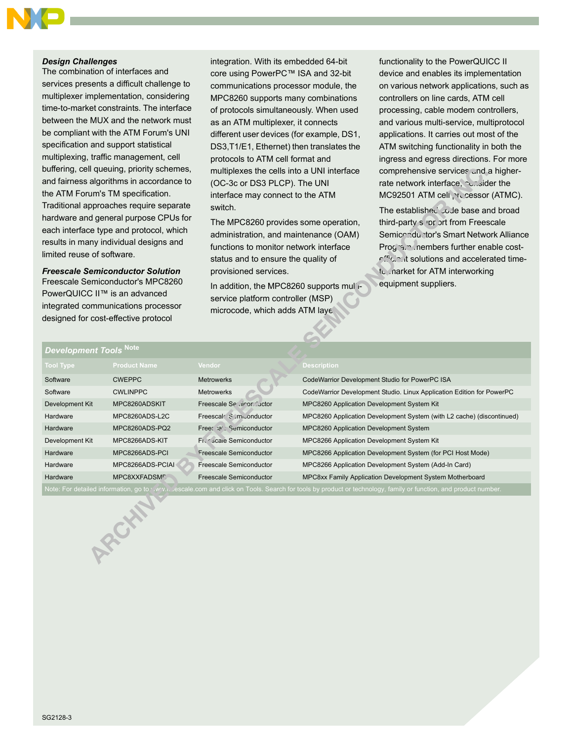### *Design Challenges*

The combination of interfaces and services presents a difficult challenge to multiplexer implementation, considering time-to-market constraints. The interface between the MUX and the network must be compliant with the ATM Forum's UNI specification and support statistical multiplexing, traffic management, cell buffering, cell queuing, priority schemes, and fairness algorithms in accordance to the ATM Forum's TM specification. Traditional approaches require separate hardware and general purpose CPUs for each interface type and protocol, which results in many individual designs and limited reuse of software.

### *Freescale Semiconductor Solution*

Freescale Semiconductor's MPC8260 PowerQUICC II™ is an advanced integrated communications processor designed for cost-effective protocol integration. With its embedded 64-bit core using PowerPC™ ISA and 32-bit communications processor module, the MPC8260 supports many combinations of protocols simultaneously. When used as an ATM multiplexer, it connects different user devices (for example, DS1, DS3,T1/E1, Ethernet) then translates the protocols to ATM cell format and multiplexes the cells into a UNI interface (OC-3c or DS3 PLCP). The UNI interface may connect to the ATM switch.

The MPC8260 provides some operation, administration, and maintenance (OAM) functions to monitor network interface status and to ensure the quality of provisioned services.

In addition, the MPC8260 supports multi-service platform controller (MSP) microcode, which adds ATM layer functionality to the PowerQUICC II device and enables its implementation on various network applications, such as controllers on line cards, ATM cell processing, cable modem controllers, and various multi-service, multiprotocol applications. It carries out most of the ATM switching functionality in both the ingress and egress directions. For more comprehensive services and a higher-rate network interface, consider the MC92501 ATM cell processor (ATMC).

The established code base and broad third-party support from Freescale Semiconductor's Smart Network Alliance Program members further enable cost-efficient solutions and accelerated time-to-market for ATM interworking equipment suppliers.

### *Development Tools* Note

| Tool Type | Product Name | Vendor | Description |
|---|---|---|---|
| Software | CWEPPC | Metrowerks | CodeWarrior Development Studio for PowerPC ISA |
| Software | CWLINPPC | Metrowerks | CodeWarrior Development Studio. Linux Application Edition for PowerPC |
| Development Kit | MPC8260ADSKIT | Freescale Semiconductor | MPC8260 Application Development System Kit |
| Hardware | MPC8260ADS-L2C | Freescale Semiconductor | MPC8260 Application Development System (with L2 cache) (discontinued) |
| Hardware | MPC8260ADS-PQ2 | Freescale Semiconductor | MPC8260 Application Development System |
| Development Kit | MPC8266ADS-KIT | Freescale Semiconductor | MPC8266 Application Development System Kit |
| Hardware | MPC8266ADS-PCI | Freescale Semiconductor | MPC8266 Application Development System (for PCI Host Mode) |
| Hardware | MPC8266ADS-PCIAI | Freescale Semiconductor | MPC8266 Application Development System (Add-In Card) |
| Hardware | MPC8XXFADSMB | Freescale Semiconductor | MPC8xx Family Application Development System Motherboard |

Note: For detailed information, go to www.freescale.com and click on Tools. Search for tools by product or technology, family or function, and product number.

SG2128-3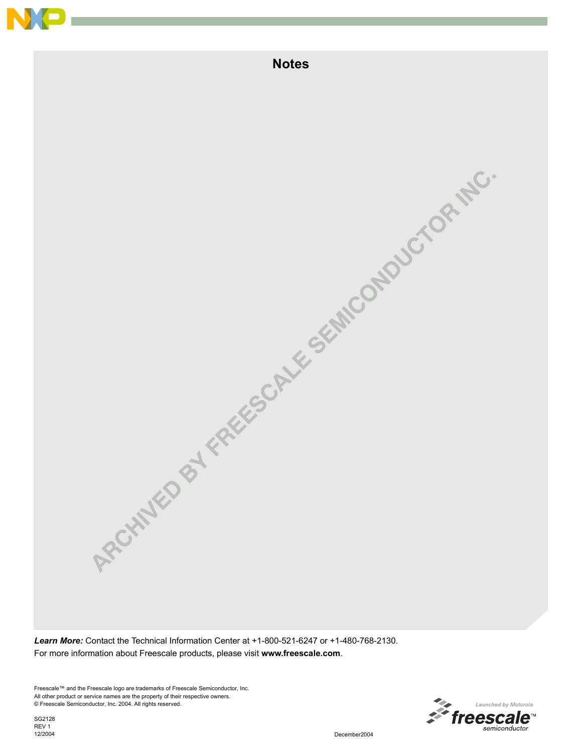# Notes

ARCHIVED BY FREESCALE SEMICONDUCTOR INC.

***Learn More:*** Contact the Technical Information Center at +1-800-521-6247 or +1-480-768-2130.
For more information about Freescale products, please visit **www.freescale.com**.

Freescale™ and the Freescale logo are trademarks of Freescale Semiconductor, Inc.
All other product or service names are the property of their respective owners.
© Freescale Semiconductor, Inc. 2004. All rights reserved.

SG2128
REV 1
12/2004

December2004